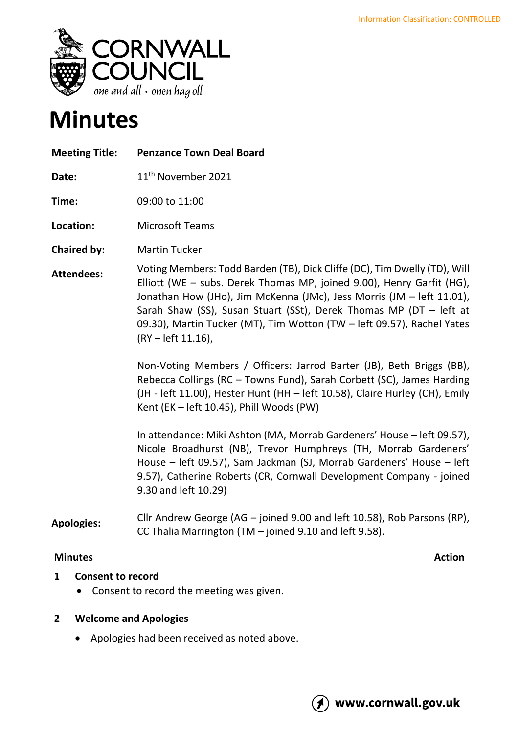Information Classification: CONTROLLED

# Minutes

| | |
|---|---|
| **Meeting Title:** | **Penzance Town Deal Board** |
| **Date:** | 11th November 2021 |
| **Time:** | 09:00 to 11:00 |
| **Location:** | Microsoft Teams |
| **Chaired by:** | Martin Tucker |
| **Attendees:** | Voting Members: Todd Barden (TB), Dick Cliffe (DC), Tim Dwelly (TD), Will Elliott (WE – subs. Derek Thomas MP, joined 9.00), Henry Garfit (HG), Jonathan How (JHo), Jim McKenna (JMc), Jess Morris (JM – left 11.01), Sarah Shaw (SS), Susan Stuart (SSt), Derek Thomas MP (DT – left at 09.30), Martin Tucker (MT), Tim Wotton (TW – left 09.57), Rachel Yates (RY – left 11.16),<br><br>Non-Voting Members / Officers: Jarrod Barter (JB), Beth Briggs (BB), Rebecca Collings (RC – Towns Fund), Sarah Corbett (SC), James Harding (JH - left 11.00), Hester Hunt (HH – left 10.58), Claire Hurley (CH), Emily Kent (EK – left 10.45), Phill Woods (PW)<br><br>In attendance: Miki Ashton (MA, Morrab Gardeners' House – left 09.57), Nicole Broadhurst (NB), Trevor Humphreys (TH, Morrab Gardeners' House – left 09.57), Sam Jackman (SJ, Morrab Gardeners' House – left 9.57), Catherine Roberts (CR, Cornwall Development Company - joined 9.30 and left 10.29) |
| **Apologies:** | Cllr Andrew George (AG – joined 9.00 and left 10.58), Rob Parsons (RP), CC Thalia Marrington (TM – joined 9.10 and left 9.58). |

**Minutes** | **Action**

**1 Consent to record**

- Consent to record the meeting was given.

**2 Welcome and Apologies**

- Apologies had been received as noted above.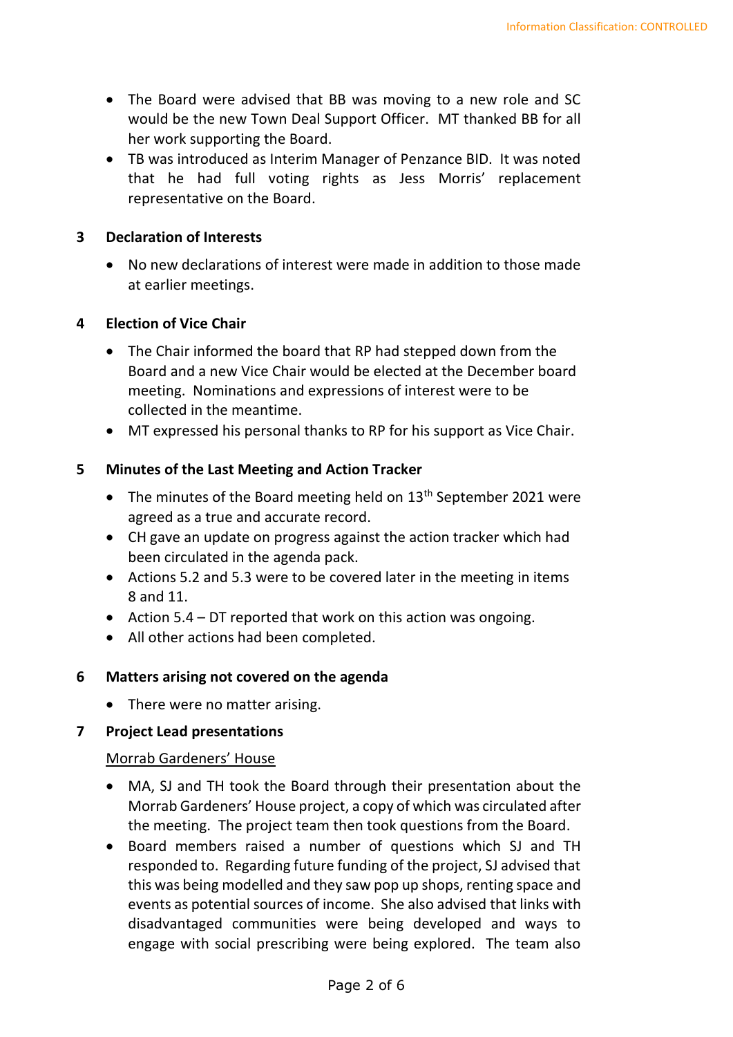- The Board were advised that BB was moving to a new role and SC would be the new Town Deal Support Officer. MT thanked BB for all her work supporting the Board.
- TB was introduced as Interim Manager of Penzance BID. It was noted that he had full voting rights as Jess Morris' replacement representative on the Board.

## 3 Declaration of Interests

- No new declarations of interest were made in addition to those made at earlier meetings.

## 4 Election of Vice Chair

- The Chair informed the board that RP had stepped down from the Board and a new Vice Chair would be elected at the December board meeting. Nominations and expressions of interest were to be collected in the meantime.
- MT expressed his personal thanks to RP for his support as Vice Chair.

## 5 Minutes of the Last Meeting and Action Tracker

- The minutes of the Board meeting held on 13th September 2021 were agreed as a true and accurate record.
- CH gave an update on progress against the action tracker which had been circulated in the agenda pack.
- Actions 5.2 and 5.3 were to be covered later in the meeting in items 8 and 11.
- Action 5.4 – DT reported that work on this action was ongoing.
- All other actions had been completed.

## 6 Matters arising not covered on the agenda

- There were no matter arising.

## 7 Project Lead presentations

<u>Morrab Gardeners' House</u>

- MA, SJ and TH took the Board through their presentation about the Morrab Gardeners' House project, a copy of which was circulated after the meeting. The project team then took questions from the Board.
- Board members raised a number of questions which SJ and TH responded to. Regarding future funding of the project, SJ advised that this was being modelled and they saw pop up shops, renting space and events as potential sources of income. She also advised that links with disadvantaged communities were being developed and ways to engage with social prescribing were being explored. The team also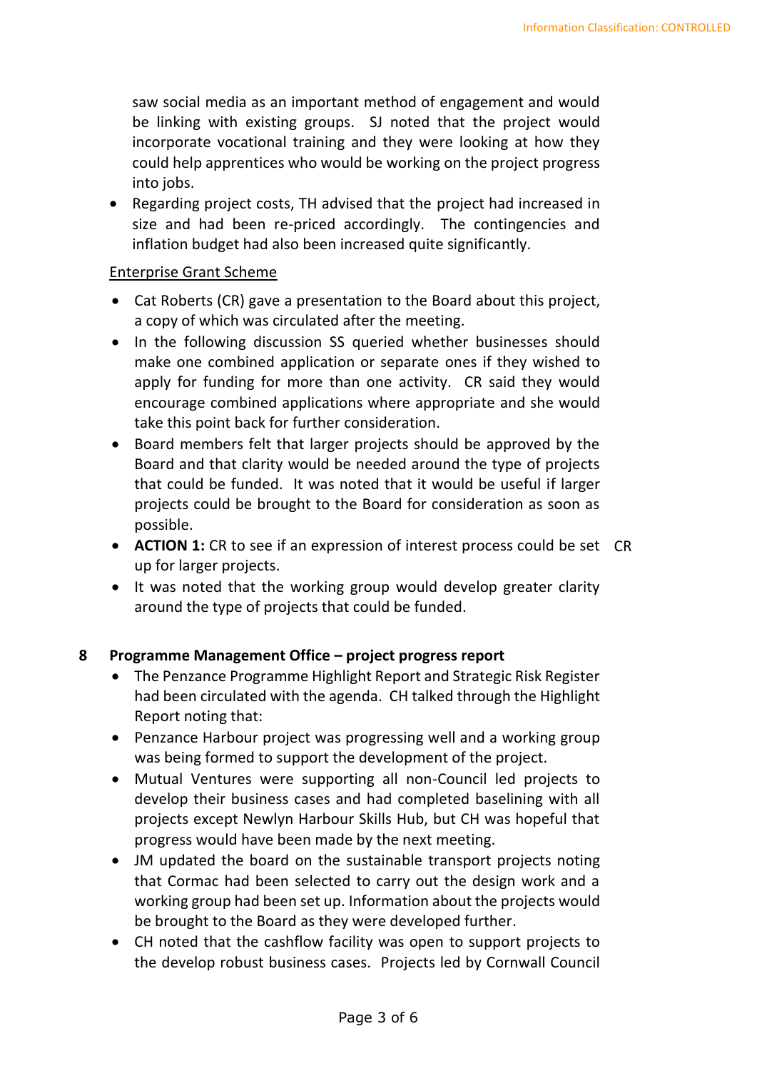saw social media as an important method of engagement and would be linking with existing groups. SJ noted that the project would incorporate vocational training and they were looking at how they could help apprentices who would be working on the project progress into jobs.

- Regarding project costs, TH advised that the project had increased in size and had been re-priced accordingly. The contingencies and inflation budget had also been increased quite significantly.

<u>Enterprise Grant Scheme</u>

- Cat Roberts (CR) gave a presentation to the Board about this project, a copy of which was circulated after the meeting.
- In the following discussion SS queried whether businesses should make one combined application or separate ones if they wished to apply for funding for more than one activity. CR said they would encourage combined applications where appropriate and she would take this point back for further consideration.
- Board members felt that larger projects should be approved by the Board and that clarity would be needed around the type of projects that could be funded. It was noted that it would be useful if larger projects could be brought to the Board for consideration as soon as possible.
- **ACTION 1:** CR to see if an expression of interest process could be set up for larger projects. — CR
- It was noted that the working group would develop greater clarity around the type of projects that could be funded.

## 8 Programme Management Office – project progress report

- The Penzance Programme Highlight Report and Strategic Risk Register had been circulated with the agenda. CH talked through the Highlight Report noting that:
- Penzance Harbour project was progressing well and a working group was being formed to support the development of the project.
- Mutual Ventures were supporting all non-Council led projects to develop their business cases and had completed baselining with all projects except Newlyn Harbour Skills Hub, but CH was hopeful that progress would have been made by the next meeting.
- JM updated the board on the sustainable transport projects noting that Cormac had been selected to carry out the design work and a working group had been set up. Information about the projects would be brought to the Board as they were developed further.
- CH noted that the cashflow facility was open to support projects to the develop robust business cases. Projects led by Cornwall Council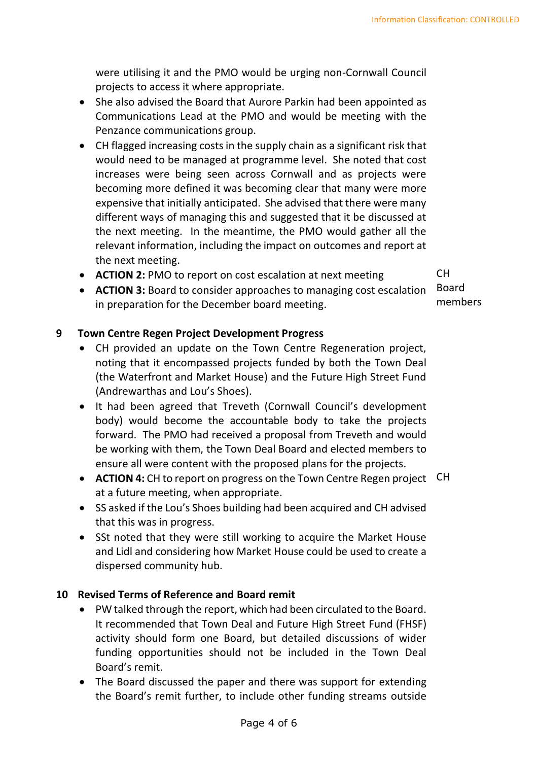were utilising it and the PMO would be urging non-Cornwall Council projects to access it where appropriate.

- She also advised the Board that Aurore Parkin had been appointed as Communications Lead at the PMO and would be meeting with the Penzance communications group.
- CH flagged increasing costs in the supply chain as a significant risk that would need to be managed at programme level. She noted that cost increases were being seen across Cornwall and as projects were becoming more defined it was becoming clear that many were more expensive that initially anticipated. She advised that there were many different ways of managing this and suggested that it be discussed at the next meeting. In the meantime, the PMO would gather all the relevant information, including the impact on outcomes and report at the next meeting.
- **ACTION 2:** PMO to report on cost escalation at next meeting — CH
- **ACTION 3:** Board to consider approaches to managing cost escalation in preparation for the December board meeting. — Board members

## 9 Town Centre Regen Project Development Progress

- CH provided an update on the Town Centre Regeneration project, noting that it encompassed projects funded by both the Town Deal (the Waterfront and Market House) and the Future High Street Fund (Andrewarthas and Lou's Shoes).
- It had been agreed that Treveth (Cornwall Council's development body) would become the accountable body to take the projects forward. The PMO had received a proposal from Treveth and would be working with them, the Town Deal Board and elected members to ensure all were content with the proposed plans for the projects.
- **ACTION 4:** CH to report on progress on the Town Centre Regen project at a future meeting, when appropriate. — CH
- SS asked if the Lou's Shoes building had been acquired and CH advised that this was in progress.
- SSt noted that they were still working to acquire the Market House and Lidl and considering how Market House could be used to create a dispersed community hub.

## 10 Revised Terms of Reference and Board remit

- PW talked through the report, which had been circulated to the Board. It recommended that Town Deal and Future High Street Fund (FHSF) activity should form one Board, but detailed discussions of wider funding opportunities should not be included in the Town Deal Board's remit.
- The Board discussed the paper and there was support for extending the Board's remit further, to include other funding streams outside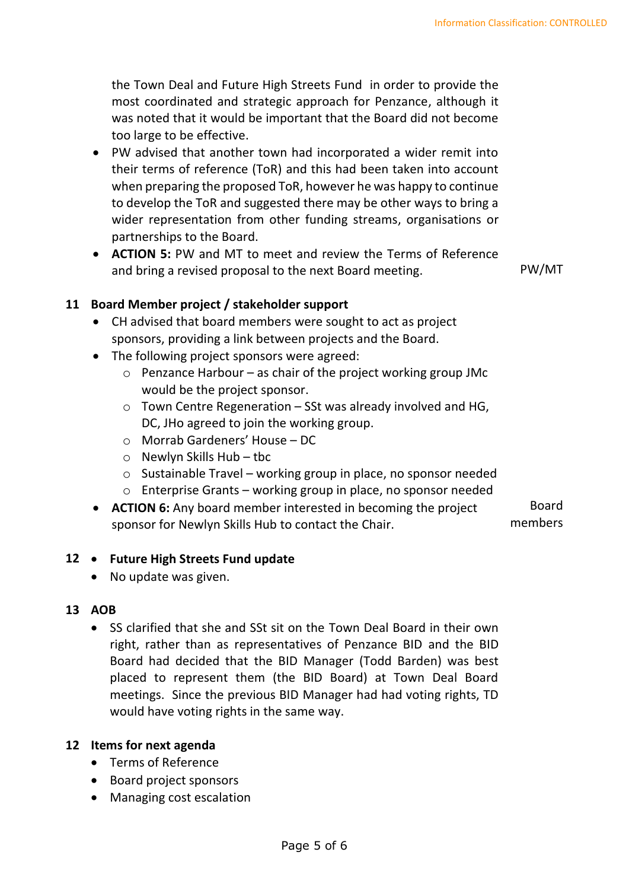the Town Deal and Future High Streets Fund in order to provide the most coordinated and strategic approach for Penzance, although it was noted that it would be important that the Board did not become too large to be effective.

- PW advised that another town had incorporated a wider remit into their terms of reference (ToR) and this had been taken into account when preparing the proposed ToR, however he was happy to continue to develop the ToR and suggested there may be other ways to bring a wider representation from other funding streams, organisations or partnerships to the Board.
- **ACTION 5:** PW and MT to meet and review the Terms of Reference and bring a revised proposal to the next Board meeting. — PW/MT

## 11 Board Member project / stakeholder support

- CH advised that board members were sought to act as project sponsors, providing a link between projects and the Board.
- The following project sponsors were agreed:
  - Penzance Harbour – as chair of the project working group JMc would be the project sponsor.
  - Town Centre Regeneration – SSt was already involved and HG, DC, JHo agreed to join the working group.
  - Morrab Gardeners' House – DC
  - Newlyn Skills Hub – tbc
  - Sustainable Travel – working group in place, no sponsor needed
  - Enterprise Grants – working group in place, no sponsor needed
- **ACTION 6:** Any board member interested in becoming the project sponsor for Newlyn Skills Hub to contact the Chair. — Board members

## 12 Future High Streets Fund update

- No update was given.

## 13 AOB

- SS clarified that she and SSt sit on the Town Deal Board in their own right, rather than as representatives of Penzance BID and the BID Board had decided that the BID Manager (Todd Barden) was best placed to represent them (the BID Board) at Town Deal Board meetings. Since the previous BID Manager had had voting rights, TD would have voting rights in the same way.

## 12 Items for next agenda

- Terms of Reference
- Board project sponsors
- Managing cost escalation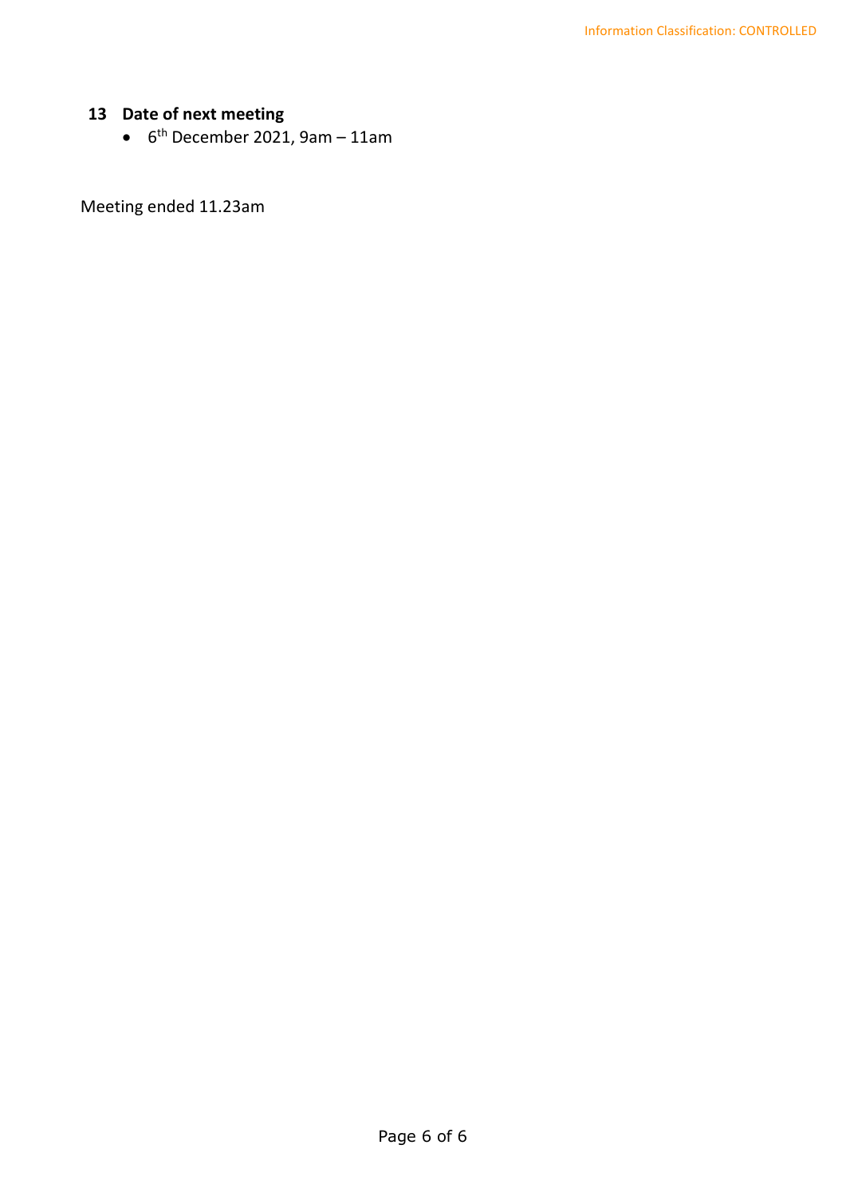## 13 Date of next meeting

- 6th December 2021, 9am – 11am

Meeting ended 11.23am